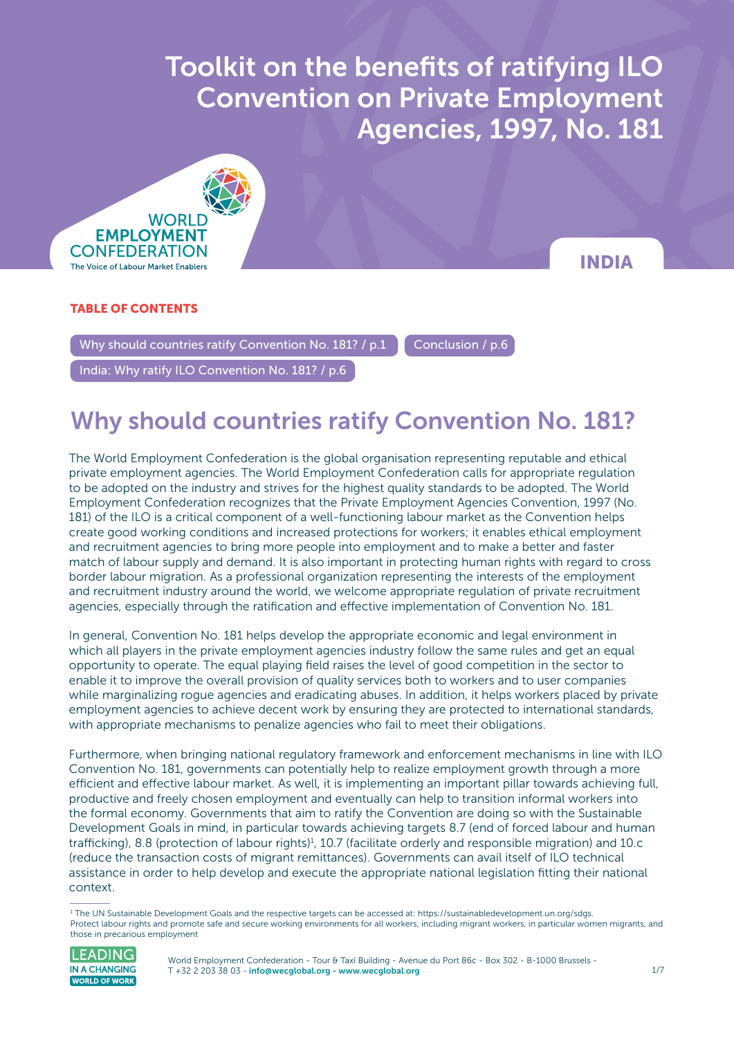# Toolkit on the benefits of ratifying ILO Convention on Private Employment Agencies, 1997, No. 181

WORLD EMPLOYMENT CONFEDERATION
The Voice of Labour Market Enablers

**INDIA**

**TABLE OF CONTENTS**

- Why should countries ratify Convention No. 181? / p.1
- Conclusion / p.6
- India: Why ratify ILO Convention No. 181? / p.6

## Why should countries ratify Convention No. 181?

The World Employment Confederation is the global organisation representing reputable and ethical private employment agencies. The World Employment Confederation calls for appropriate regulation to be adopted on the industry and strives for the highest quality standards to be adopted. The World Employment Confederation recognizes that the Private Employment Agencies Convention, 1997 (No. 181) of the ILO is a critical component of a well-functioning labour market as the Convention helps create good working conditions and increased protections for workers; it enables ethical employment and recruitment agencies to bring more people into employment and to make a better and faster match of labour supply and demand. It is also important in protecting human rights with regard to cross border labour migration. As a professional organization representing the interests of the employment and recruitment industry around the world, we welcome appropriate regulation of private recruitment agencies, especially through the ratification and effective implementation of Convention No. 181.

In general, Convention No. 181 helps develop the appropriate economic and legal environment in which all players in the private employment agencies industry follow the same rules and get an equal opportunity to operate. The equal playing field raises the level of good competition in the sector to enable it to improve the overall provision of quality services both to workers and to user companies while marginalizing rogue agencies and eradicating abuses. In addition, it helps workers placed by private employment agencies to achieve decent work by ensuring they are protected to international standards, with appropriate mechanisms to penalize agencies who fail to meet their obligations.

Furthermore, when bringing national regulatory framework and enforcement mechanisms in line with ILO Convention No. 181, governments can potentially help to realize employment growth through a more efficient and effective labour market. As well, it is implementing an important pillar towards achieving full, productive and freely chosen employment and eventually can help to transition informal workers into the formal economy. Governments that aim to ratify the Convention are doing so with the Sustainable Development Goals in mind, in particular towards achieving targets 8.7 (end of forced labour and human trafficking), 8.8 (protection of labour rights)[1], 10.7 (facilitate orderly and responsible migration) and 10.c (reduce the transaction costs of migrant remittances). Governments can avail itself of ILO technical assistance in order to help develop and execute the appropriate national legislation fitting their national context.

[1] The UN Sustainable Development Goals and the respective targets can be accessed at: https://sustainabledevelopment.un.org/sdgs. Protect labour rights and promote safe and secure working environments for all workers, including migrant workers, in particular women migrants, and those in precarious employment

LEADING IN A CHANGING WORLD OF WORK

World Employment Confederation - Tour & Taxi Building - Avenue du Port 86c - Box 302 - B-1000 Brussels - T +32 2 203 38 03 - info@wecglobal.org - www.wecglobal.org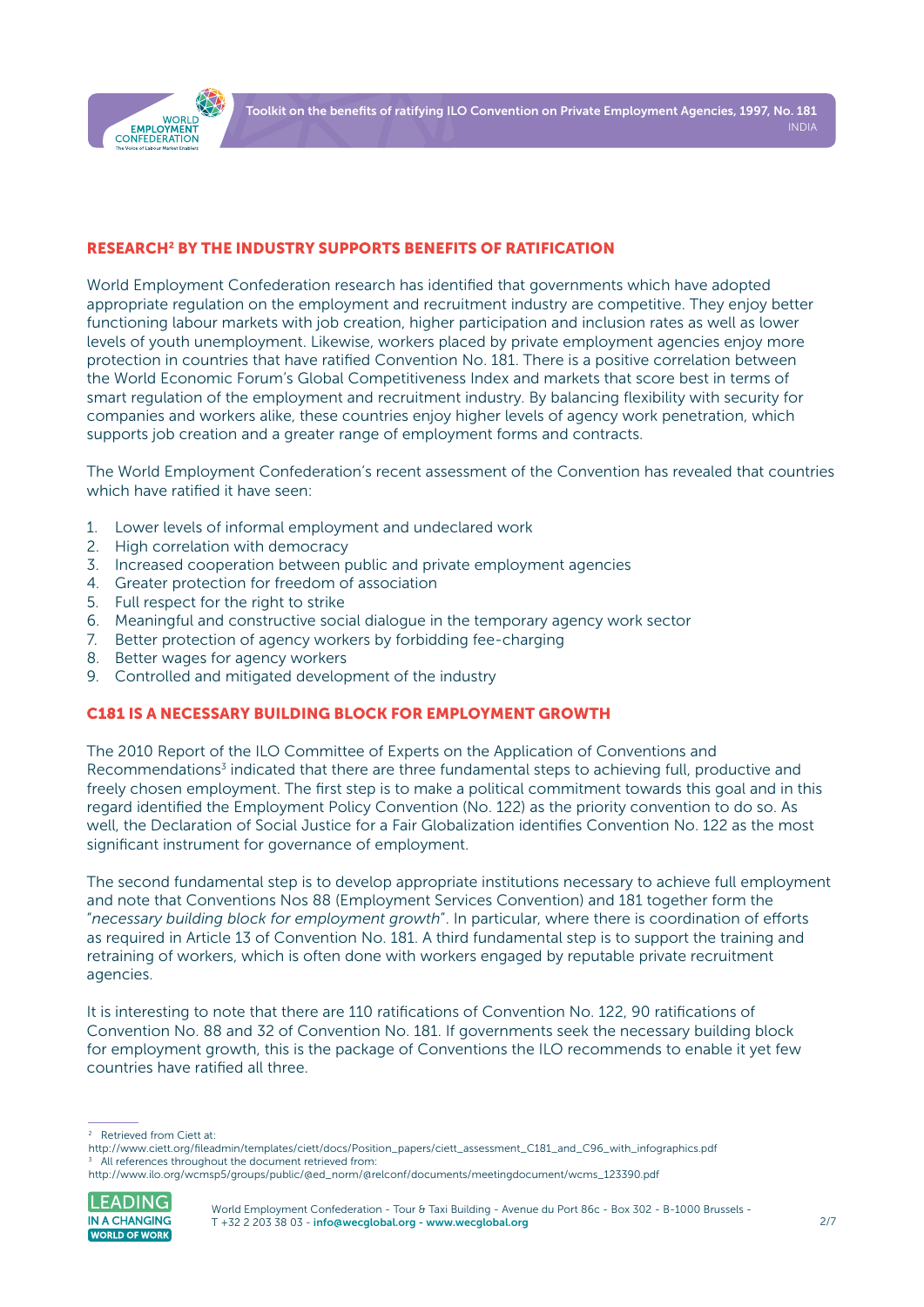## RESEARCH[2] BY THE INDUSTRY SUPPORTS BENEFITS OF RATIFICATION

World Employment Confederation research has identified that governments which have adopted appropriate regulation on the employment and recruitment industry are competitive. They enjoy better functioning labour markets with job creation, higher participation and inclusion rates as well as lower levels of youth unemployment. Likewise, workers placed by private employment agencies enjoy more protection in countries that have ratified Convention No. 181. There is a positive correlation between the World Economic Forum's Global Competitiveness Index and markets that score best in terms of smart regulation of the employment and recruitment industry. By balancing flexibility with security for companies and workers alike, these countries enjoy higher levels of agency work penetration, which supports job creation and a greater range of employment forms and contracts.

The World Employment Confederation's recent assessment of the Convention has revealed that countries which have ratified it have seen:

1. Lower levels of informal employment and undeclared work
2. High correlation with democracy
3. Increased cooperation between public and private employment agencies
4. Greater protection for freedom of association
5. Full respect for the right to strike
6. Meaningful and constructive social dialogue in the temporary agency work sector
7. Better protection of agency workers by forbidding fee-charging
8. Better wages for agency workers
9. Controlled and mitigated development of the industry

## C181 IS A NECESSARY BUILDING BLOCK FOR EMPLOYMENT GROWTH

The 2010 Report of the ILO Committee of Experts on the Application of Conventions and Recommendations[3] indicated that there are three fundamental steps to achieving full, productive and freely chosen employment. The first step is to make a political commitment towards this goal and in this regard identified the Employment Policy Convention (No. 122) as the priority convention to do so. As well, the Declaration of Social Justice for a Fair Globalization identifies Convention No. 122 as the most significant instrument for governance of employment.

The second fundamental step is to develop appropriate institutions necessary to achieve full employment and note that Conventions Nos 88 (Employment Services Convention) and 181 together form the "*necessary building block for employment growth*". In particular, where there is coordination of efforts as required in Article 13 of Convention No. 181. A third fundamental step is to support the training and retraining of workers, which is often done with workers engaged by reputable private recruitment agencies.

It is interesting to note that there are 110 ratifications of Convention No. 122, 90 ratifications of Convention No. 88 and 32 of Convention No. 181. If governments seek the necessary building block for employment growth, this is the package of Conventions the ILO recommends to enable it yet few countries have ratified all three.

---

[2] Retrieved from Ciett at:
http://www.ciett.org/fileadmin/templates/ciett/docs/Position_papers/ciett_assessment_C181_and_C96_with_infographics.pdf

[3] All references throughout the document retrieved from:
http://www.ilo.org/wcmsp5/groups/public/@ed_norm/@relconf/documents/meetingdocument/wcms_123390.pdf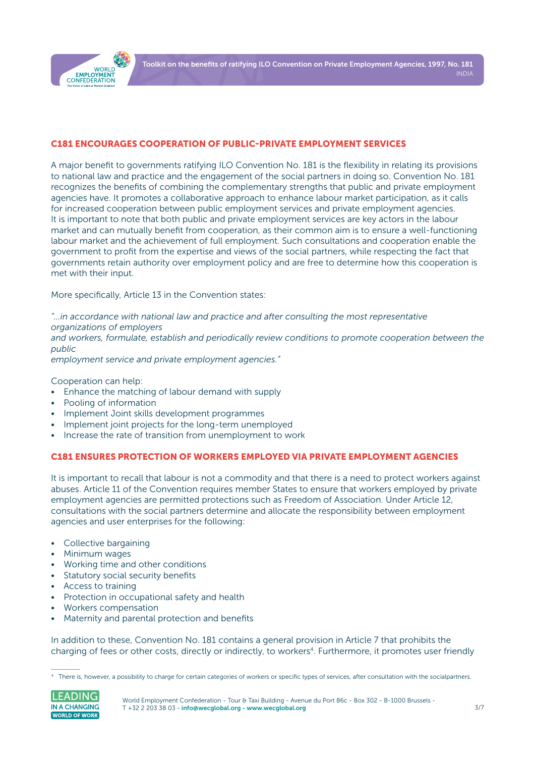## C181 ENCOURAGES COOPERATION OF PUBLIC-PRIVATE EMPLOYMENT SERVICES

A major benefit to governments ratifying ILO Convention No. 181 is the flexibility in relating its provisions to national law and practice and the engagement of the social partners in doing so. Convention No. 181 recognizes the benefits of combining the complementary strengths that public and private employment agencies have. It promotes a collaborative approach to enhance labour market participation, as it calls for increased cooperation between public employment services and private employment agencies. It is important to note that both public and private employment services are key actors in the labour market and can mutually benefit from cooperation, as their common aim is to ensure a well-functioning labour market and the achievement of full employment. Such consultations and cooperation enable the government to profit from the expertise and views of the social partners, while respecting the fact that governments retain authority over employment policy and are free to determine how this cooperation is met with their input.

More specifically, Article 13 in the Convention states:

*"…in accordance with national law and practice and after consulting the most representative organizations of employers and workers, formulate, establish and periodically review conditions to promote cooperation between the public employment service and private employment agencies."*

Cooperation can help:

- Enhance the matching of labour demand with supply
- Pooling of information
- Implement Joint skills development programmes
- Implement joint projects for the long-term unemployed
- Increase the rate of transition from unemployment to work

## C181 ENSURES PROTECTION OF WORKERS EMPLOYED VIA PRIVATE EMPLOYMENT AGENCIES

It is important to recall that labour is not a commodity and that there is a need to protect workers against abuses. Article 11 of the Convention requires member States to ensure that workers employed by private employment agencies are permitted protections such as Freedom of Association. Under Article 12, consultations with the social partners determine and allocate the responsibility between employment agencies and user enterprises for the following:

- Collective bargaining
- Minimum wages
- Working time and other conditions
- Statutory social security benefits
- Access to training
- Protection in occupational safety and health
- Workers compensation
- Maternity and parental protection and benefits

In addition to these, Convention No. 181 contains a general provision in Article 7 that prohibits the charging of fees or other costs, directly or indirectly, to workers[4]. Furthermore, it promotes user friendly

[4] There is, however, a possibility to charge for certain categories of workers or specific types of services, after consultation with the socialpartners.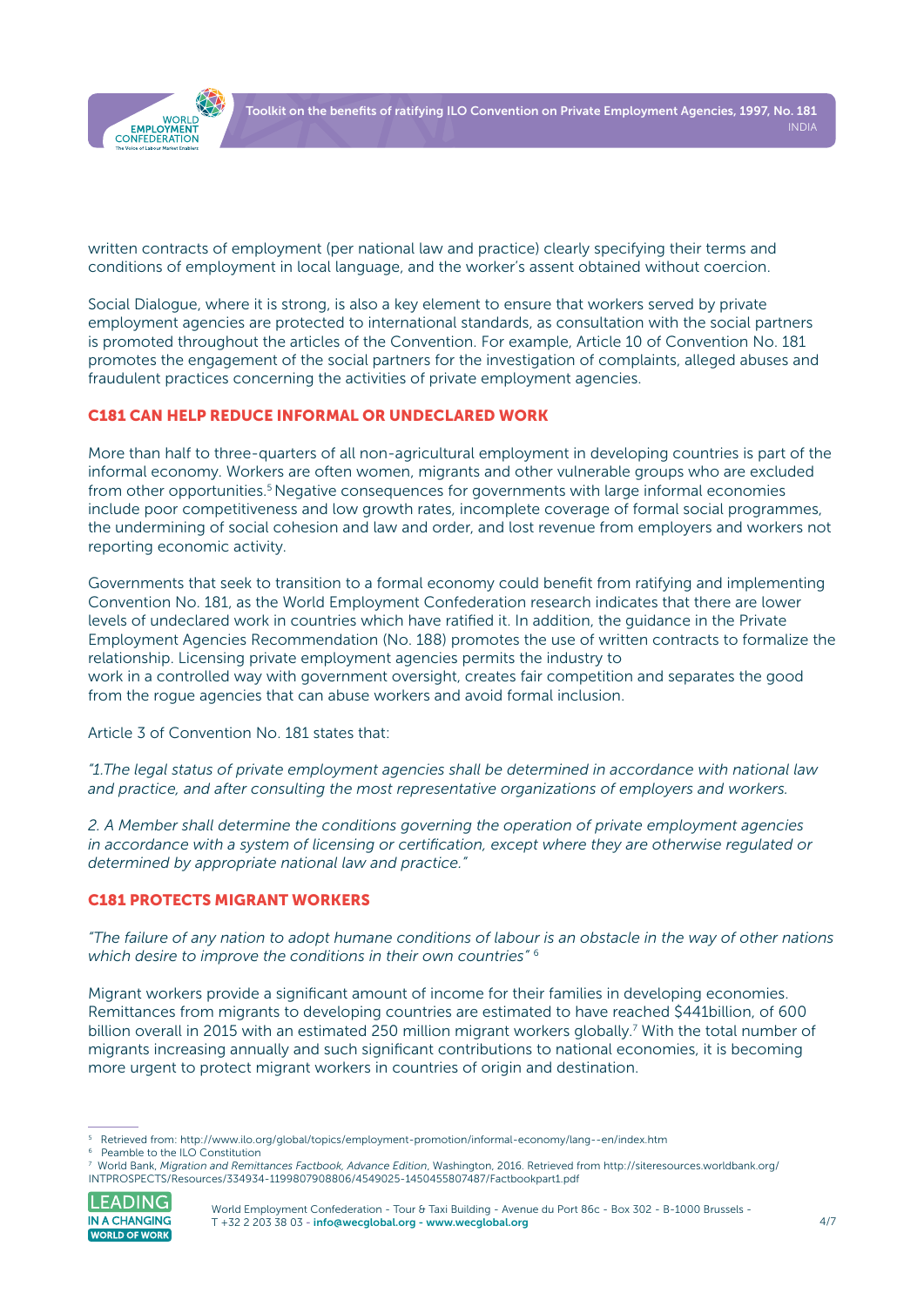written contracts of employment (per national law and practice) clearly specifying their terms and conditions of employment in local language, and the worker's assent obtained without coercion.

Social Dialogue, where it is strong, is also a key element to ensure that workers served by private employment agencies are protected to international standards, as consultation with the social partners is promoted throughout the articles of the Convention. For example, Article 10 of Convention No. 181 promotes the engagement of the social partners for the investigation of complaints, alleged abuses and fraudulent practices concerning the activities of private employment agencies.

## C181 CAN HELP REDUCE INFORMAL OR UNDECLARED WORK

More than half to three-quarters of all non-agricultural employment in developing countries is part of the informal economy. Workers are often women, migrants and other vulnerable groups who are excluded from other opportunities.[5] Negative consequences for governments with large informal economies include poor competitiveness and low growth rates, incomplete coverage of formal social programmes, the undermining of social cohesion and law and order, and lost revenue from employers and workers not reporting economic activity.

Governments that seek to transition to a formal economy could benefit from ratifying and implementing Convention No. 181, as the World Employment Confederation research indicates that there are lower levels of undeclared work in countries which have ratified it. In addition, the guidance in the Private Employment Agencies Recommendation (No. 188) promotes the use of written contracts to formalize the relationship. Licensing private employment agencies permits the industry to work in a controlled way with government oversight, creates fair competition and separates the good from the rogue agencies that can abuse workers and avoid formal inclusion.

Article 3 of Convention No. 181 states that:

*"1.The legal status of private employment agencies shall be determined in accordance with national law and practice, and after consulting the most representative organizations of employers and workers.*

*2. A Member shall determine the conditions governing the operation of private employment agencies in accordance with a system of licensing or certification, except where they are otherwise regulated or determined by appropriate national law and practice."*

## C181 PROTECTS MIGRANT WORKERS

*"The failure of any nation to adopt humane conditions of labour is an obstacle in the way of other nations which desire to improve the conditions in their own countries"* [6]

Migrant workers provide a significant amount of income for their families in developing economies. Remittances from migrants to developing countries are estimated to have reached $441billion, of 600 billion overall in 2015 with an estimated 250 million migrant workers globally.[7] With the total number of migrants increasing annually and such significant contributions to national economies, it is becoming more urgent to protect migrant workers in countries of origin and destination.

---

[5] Retrieved from: http://www.ilo.org/global/topics/employment-promotion/informal-economy/lang--en/index.htm

[6] Peamble to the ILO Constitution

[7] World Bank, *Migration and Remittances Factbook, Advance Edition*, Washington, 2016. Retrieved from http://siteresources.worldbank.org/INTPROSPECTS/Resources/334934-1199807908806/4549025-1450455807487/Factbookpart1.pdf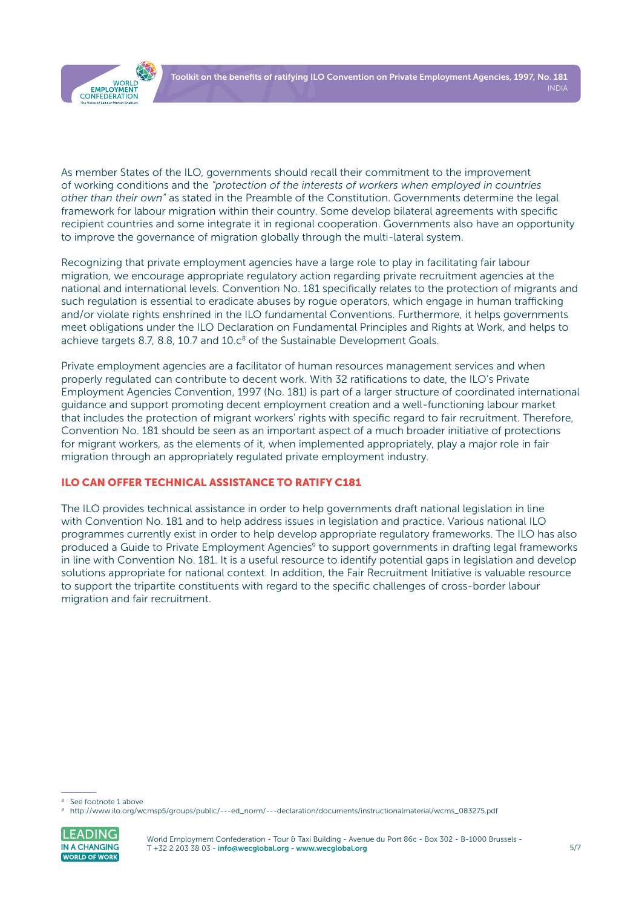As member States of the ILO, governments should recall their commitment to the improvement of working conditions and the *"protection of the interests of workers when employed in countries other than their own"* as stated in the Preamble of the Constitution. Governments determine the legal framework for labour migration within their country. Some develop bilateral agreements with specific recipient countries and some integrate it in regional cooperation. Governments also have an opportunity to improve the governance of migration globally through the multi-lateral system.

Recognizing that private employment agencies have a large role to play in facilitating fair labour migration, we encourage appropriate regulatory action regarding private recruitment agencies at the national and international levels. Convention No. 181 specifically relates to the protection of migrants and such regulation is essential to eradicate abuses by rogue operators, which engage in human trafficking and/or violate rights enshrined in the ILO fundamental Conventions. Furthermore, it helps governments meet obligations under the ILO Declaration on Fundamental Principles and Rights at Work, and helps to achieve targets 8.7, 8.8, 10.7 and 10.c[8] of the Sustainable Development Goals.

Private employment agencies are a facilitator of human resources management services and when properly regulated can contribute to decent work. With 32 ratifications to date, the ILO's Private Employment Agencies Convention, 1997 (No. 181) is part of a larger structure of coordinated international guidance and support promoting decent employment creation and a well-functioning labour market that includes the protection of migrant workers' rights with specific regard to fair recruitment. Therefore, Convention No. 181 should be seen as an important aspect of a much broader initiative of protections for migrant workers, as the elements of it, when implemented appropriately, play a major role in fair migration through an appropriately regulated private employment industry.

## ILO CAN OFFER TECHNICAL ASSISTANCE TO RATIFY C181

The ILO provides technical assistance in order to help governments draft national legislation in line with Convention No. 181 and to help address issues in legislation and practice. Various national ILO programmes currently exist in order to help develop appropriate regulatory frameworks. The ILO has also produced a Guide to Private Employment Agencies[9] to support governments in drafting legal frameworks in line with Convention No. 181. It is a useful resource to identify potential gaps in legislation and develop solutions appropriate for national context. In addition, the Fair Recruitment Initiative is valuable resource to support the tripartite constituents with regard to the specific challenges of cross-border labour migration and fair recruitment.

---

[8] See footnote 1 above

[9] http://www.ilo.org/wcmsp5/groups/public/---ed_norm/---declaration/documents/instructionalmaterial/wcms_083275.pdf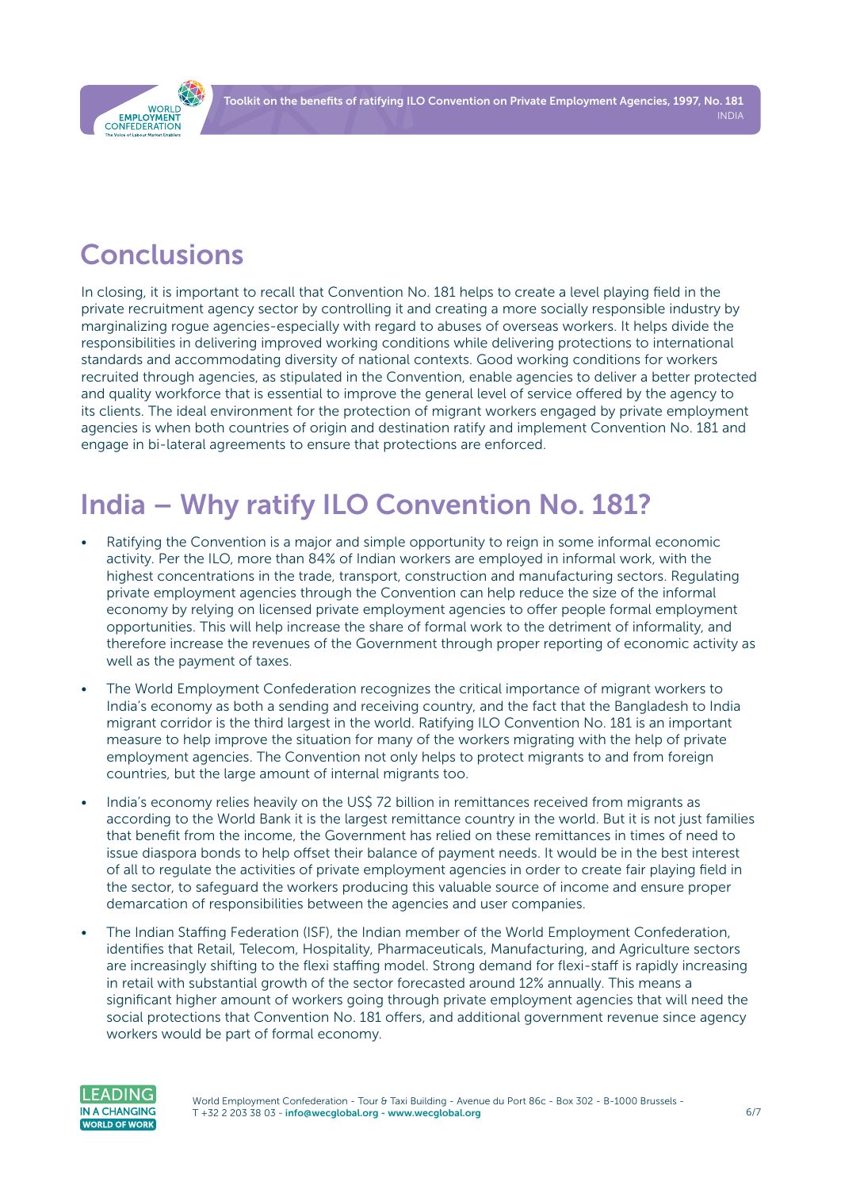## Conclusions

In closing, it is important to recall that Convention No. 181 helps to create a level playing field in the private recruitment agency sector by controlling it and creating a more socially responsible industry by marginalizing rogue agencies-especially with regard to abuses of overseas workers. It helps divide the responsibilities in delivering improved working conditions while delivering protections to international standards and accommodating diversity of national contexts. Good working conditions for workers recruited through agencies, as stipulated in the Convention, enable agencies to deliver a better protected and quality workforce that is essential to improve the general level of service offered by the agency to its clients. The ideal environment for the protection of migrant workers engaged by private employment agencies is when both countries of origin and destination ratify and implement Convention No. 181 and engage in bi-lateral agreements to ensure that protections are enforced.

## India – Why ratify ILO Convention No. 181?

- Ratifying the Convention is a major and simple opportunity to reign in some informal economic activity. Per the ILO, more than 84% of Indian workers are employed in informal work, with the highest concentrations in the trade, transport, construction and manufacturing sectors. Regulating private employment agencies through the Convention can help reduce the size of the informal economy by relying on licensed private employment agencies to offer people formal employment opportunities. This will help increase the share of formal work to the detriment of informality, and therefore increase the revenues of the Government through proper reporting of economic activity as well as the payment of taxes.
- The World Employment Confederation recognizes the critical importance of migrant workers to India's economy as both a sending and receiving country, and the fact that the Bangladesh to India migrant corridor is the third largest in the world. Ratifying ILO Convention No. 181 is an important measure to help improve the situation for many of the workers migrating with the help of private employment agencies. The Convention not only helps to protect migrants to and from foreign countries, but the large amount of internal migrants too.
- India's economy relies heavily on the US$ 72 billion in remittances received from migrants as according to the World Bank it is the largest remittance country in the world. But it is not just families that benefit from the income, the Government has relied on these remittances in times of need to issue diaspora bonds to help offset their balance of payment needs. It would be in the best interest of all to regulate the activities of private employment agencies in order to create fair playing field in the sector, to safeguard the workers producing this valuable source of income and ensure proper demarcation of responsibilities between the agencies and user companies.
- The Indian Staffing Federation (ISF), the Indian member of the World Employment Confederation, identifies that Retail, Telecom, Hospitality, Pharmaceuticals, Manufacturing, and Agriculture sectors are increasingly shifting to the flexi staffing model. Strong demand for flexi-staff is rapidly increasing in retail with substantial growth of the sector forecasted around 12% annually. This means a significant higher amount of workers going through private employment agencies that will need the social protections that Convention No. 181 offers, and additional government revenue since agency workers would be part of formal economy.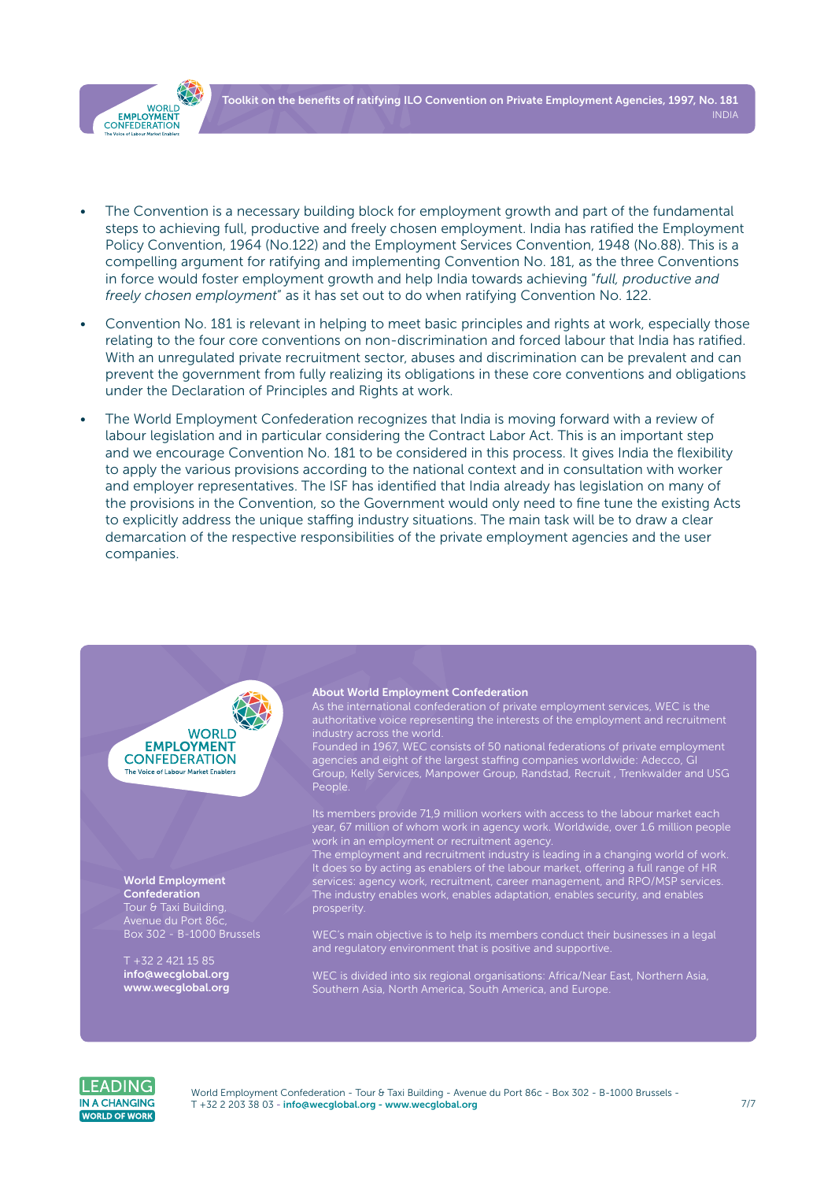- The Convention is a necessary building block for employment growth and part of the fundamental steps to achieving full, productive and freely chosen employment. India has ratified the Employment Policy Convention, 1964 (No.122) and the Employment Services Convention, 1948 (No.88). This is a compelling argument for ratifying and implementing Convention No. 181, as the three Conventions in force would foster employment growth and help India towards achieving "*full, productive and freely chosen employment*" as it has set out to do when ratifying Convention No. 122.
- Convention No. 181 is relevant in helping to meet basic principles and rights at work, especially those relating to the four core conventions on non-discrimination and forced labour that India has ratified. With an unregulated private recruitment sector, abuses and discrimination can be prevalent and can prevent the government from fully realizing its obligations in these core conventions and obligations under the Declaration of Principles and Rights at work.
- The World Employment Confederation recognizes that India is moving forward with a review of labour legislation and in particular considering the Contract Labor Act. This is an important step and we encourage Convention No. 181 to be considered in this process. It gives India the flexibility to apply the various provisions according to the national context and in consultation with worker and employer representatives. The ISF has identified that India already has legislation on many of the provisions in the Convention, so the Government would only need to fine tune the existing Acts to explicitly address the unique staffing industry situations. The main task will be to draw a clear demarcation of the respective responsibilities of the private employment agencies and the user companies.

**About World Employment Confederation**

As the international confederation of private employment services, WEC is the authoritative voice representing the interests of the employment and recruitment industry across the world.

Founded in 1967, WEC consists of 50 national federations of private employment agencies and eight of the largest staffing companies worldwide: Adecco, GI Group, Kelly Services, Manpower Group, Randstad, Recruit , Trenkwalder and USG People.

Its members provide 71,9 million workers with access to the labour market each year, 67 million of whom work in agency work. Worldwide, over 1.6 million people work in an employment or recruitment agency.

The employment and recruitment industry is leading in a changing world of work. It does so by acting as enablers of the labour market, offering a full range of HR services: agency work, recruitment, career management, and RPO/MSP services. The industry enables work, enables adaptation, enables security, and enables prosperity.

WEC's main objective is to help its members conduct their businesses in a legal and regulatory environment that is positive and supportive.

WEC is divided into six regional organisations: Africa/Near East, Northern Asia, Southern Asia, North America, South America, and Europe.

**World Employment Confederation**
Tour & Taxi Building,
Avenue du Port 86c,
Box 302 - B-1000 Brussels

T +32 2 421 15 85
**info@wecglobal.org**
**www.wecglobal.org**